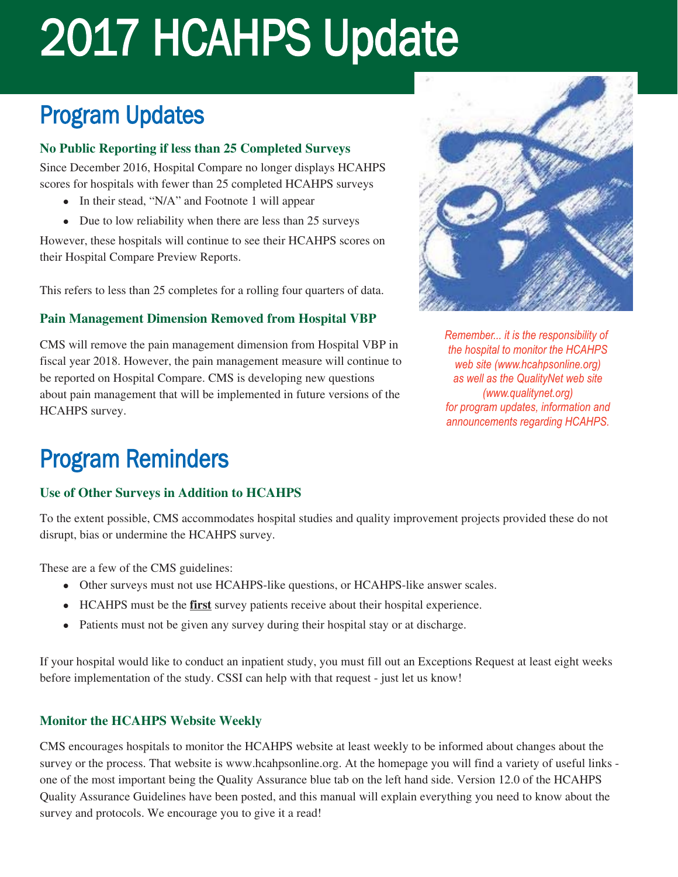# 2017 HCAHPS Update

## Program Updates

### No Public Reporting if less than 25 Completed Surveys

Since December 2016, Hospital Compare no longer displays HCAHPS scores for hospitals with fewer than 25 completed HCAHPS surveys

- In their stead, "N/A" and Footnote 1 will appear
- Due to low reliability when there are less than 25 surveys

However, these hospitals will continue to see their HCAHPS scores on their Hospital Compare Preview Reports.

This refers to less than 25 completes for a rolling four quarters of data.

### Pain Management Dimension Removed from Hospital VBP

CMS will remove the pain management dimension from Hospital VBP in fiscal year 2018. However, the pain management measure will continue to be reported on Hospital Compare. CMS is developing new questions about pain management that will be implemented in future versions of the HCAHPS survey.

*Remember... it is the responsibility of the hospital to monitor the HCAHPS web site (www.hcahpsonline.org) as well as the QualityNet web site (www.qualitynet.org) for program updates, information and announcements regarding HCAHPS.*

## Program Reminders

### Use of Other Surveys in Addition to HCAHPS

To the extent possible, CMS accommodates hospital studies and quality improvement projects provided these do not disrupt, bias or undermine the HCAHPS survey.

These are a few of the CMS guidelines:

- Other surveys must not use HCAHPS-like questions, or HCAHPS-like answer scales.
- HCAHPS must be the **first** survey patients receive about their hospital experience.
- Patients must not be given any survey during their hospital stay or at discharge.

If your hospital would like to conduct an inpatient study, you must fill out an Exceptions Request at least eight weeks before implementation of the study. CSSI can help with that request - just let us know!

### Monitor the HCAHPS Website Weekly

CMS encourages hospitals to monitor the HCAHPS website at least weekly to be informed about changes about the survey or the process. That website is www.hcahpsonline.org. At the homepage you will find a variety of useful links - one of the most important being the Quality Assurance blue tab on the left hand side. Version 12.0 of the HCAHPS Quality Assurance Guidelines have been posted, and this manual will explain everything you need to know about the survey and protocols. We encourage you to give it a read!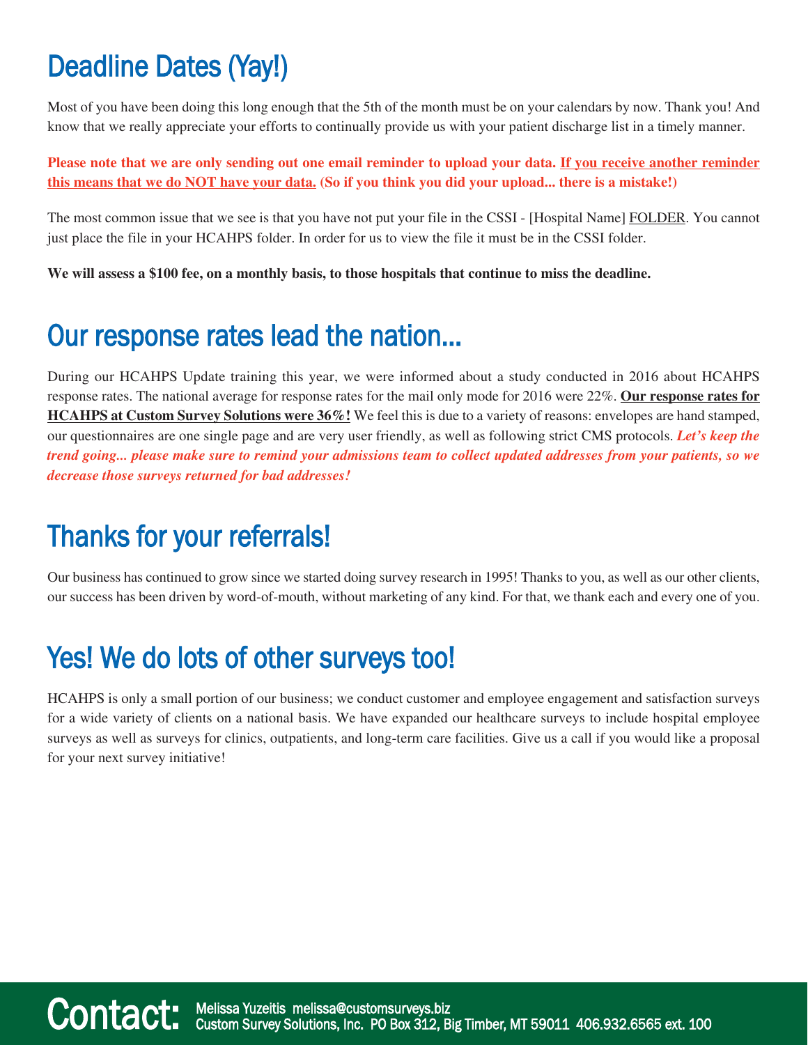## Deadline Dates (Yay!)

Most of you have been doing this long enough that the 5th of the month must be on your calendars by now. Thank you! And know that we really appreciate your efforts to continually provide us with your patient discharge list in a timely manner.

**Please note that we are only sending out one email reminder to upload your data. If you receive another reminder this means that we do NOT have your data. (So if you think you did your upload... there is a mistake!)**

The most common issue that we see is that you have not put your file in the CSSI - [Hospital Name] FOLDER. You cannot just place the file in your HCAHPS folder. In order for us to view the file it must be in the CSSI folder.

**We will assess a $100 fee, on a monthly basis, to those hospitals that continue to miss the deadline.**

## Our response rates lead the nation...

During our HCAHPS Update training this year, we were informed about a study conducted in 2016 about HCAHPS response rates. The national average for response rates for the mail only mode for 2016 were 22%. **Our response rates for HCAHPS at Custom Survey Solutions were 36%!** We feel this is due to a variety of reasons: envelopes are hand stamped, our questionnaires are one single page and are very user friendly, as well as following strict CMS protocols. ***Let's keep the trend going... please make sure to remind your admissions team to collect updated addresses from your patients, so we decrease those surveys returned for bad addresses!***

## Thanks for your referrals!

Our business has continued to grow since we started doing survey research in 1995! Thanks to you, as well as our other clients, our success has been driven by word-of-mouth, without marketing of any kind. For that, we thank each and every one of you.

## Yes! We do lots of other surveys too!

HCAHPS is only a small portion of our business; we conduct customer and employee engagement and satisfaction surveys for a wide variety of clients on a national basis. We have expanded our healthcare surveys to include hospital employee surveys as well as surveys for clinics, outpatients, and long-term care facilities. Give us a call if you would like a proposal for your next survey initiative!

**Contact:** Melissa Yuzeitis melissa@customsurveys.biz
Custom Survey Solutions, Inc. PO Box 312, Big Timber, MT 59011 406.932.6565 ext. 100